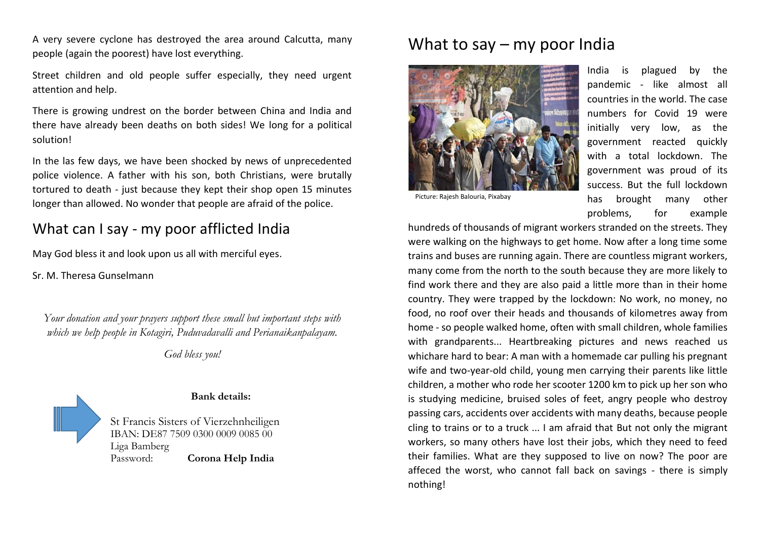A very severe cyclone has destroyed the area around Calcutta, many people (again the poorest) have lost everything.

Street children and old people suffer especially, they need urgent attention and help.

There is growing undrest on the border between China and India and there have already been deaths on both sides! We long for a political solution!

In the las few days, we have been shocked by news of unprecedented police violence. A father with his son, both Christians, were brutally tortured to death - just because they kept their shop open 15 minutes longer than allowed. No wonder that people are afraid of the police.

## What can I say - my poor afflicted India

May God bless it and look upon us all with merciful eyes.

Sr. M. Theresa Gunselmann

*Your donation and your prayers support these small but important steps with which we help people in Kotagiri, Puduvadavalli and Perianaikanpalayam.*

*God bless you!*

**Bank details:**

St Francis Sisters of Vierzehnheiligen
IBAN: DE87 7509 0300 0009 0085 00
Liga Bamberg
Password: **Corona Help India**

## What to say – my poor India

Picture: Rajesh Balouria, Pixabay

India is plagued by the pandemic - like almost all countries in the world. The case numbers for Covid 19 were initially very low, as the government reacted quickly with a total lockdown. The government was proud of its success. But the full lockdown has brought many other problems, for example hundreds of thousands of migrant workers stranded on the streets. They were walking on the highways to get home. Now after a long time some trains and buses are running again. There are countless migrant workers, many come from the north to the south because they are more likely to find work there and they are also paid a little more than in their home country. They were trapped by the lockdown: No work, no money, no food, no roof over their heads and thousands of kilometres away from home - so people walked home, often with small children, whole families with grandparents... Heartbreaking pictures and news reached us whichare hard to bear: A man with a homemade car pulling his pregnant wife and two-year-old child, young men carrying their parents like little children, a mother who rode her scooter 1200 km to pick up her son who is studying medicine, bruised soles of feet, angry people who destroy passing cars, accidents over accidents with many deaths, because people cling to trains or to a truck ... I am afraid that But not only the migrant workers, so many others have lost their jobs, which they need to feed their families. What are they supposed to live on now? The poor are affeced the worst, who cannot fall back on savings - there is simply nothing!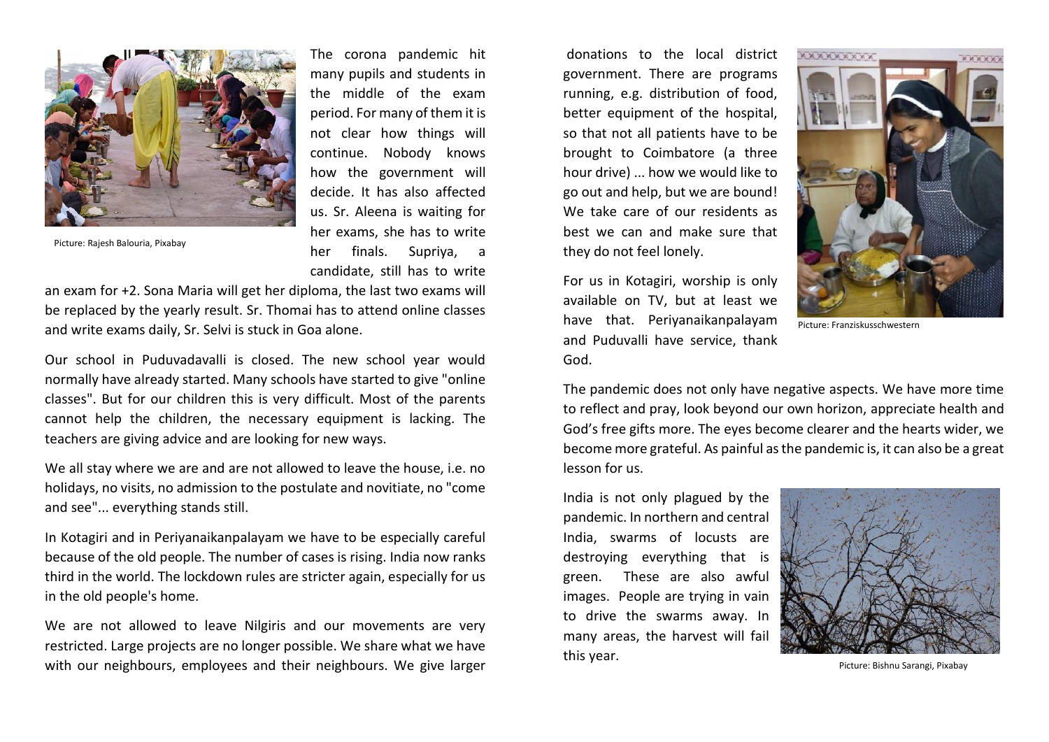Picture: Rajesh Balouria, Pixabay

The corona pandemic hit many pupils and students in the middle of the exam period. For many of them it is not clear how things will continue. Nobody knows how the government will decide. It has also affected us. Sr. Aleena is waiting for her exams, she has to write her finals. Supriya, a candidate, still has to write an exam for +2. Sona Maria will get her diploma, the last two exams will be replaced by the yearly result. Sr. Thomai has to attend online classes and write exams daily, Sr. Selvi is stuck in Goa alone.

Our school in Puduvadavalli is closed. The new school year would normally have already started. Many schools have started to give "online classes". But for our children this is very difficult. Most of the parents cannot help the children, the necessary equipment is lacking. The teachers are giving advice and are looking for new ways.

We all stay where we are and are not allowed to leave the house, i.e. no holidays, no visits, no admission to the postulate and novitiate, no "come and see"... everything stands still.

In Kotagiri and in Periyanaikanpalayam we have to be especially careful because of the old people. The number of cases is rising. India now ranks third in the world. The lockdown rules are stricter again, especially for us in the old people's home.

We are not allowed to leave Nilgiris and our movements are very restricted. Large projects are no longer possible. We share what we have with our neighbours, employees and their neighbours. We give larger donations to the local district government. There are programs running, e.g. distribution of food, better equipment of the hospital, so that not all patients have to be brought to Coimbatore (a three hour drive) ... how we would like to go out and help, but we are bound! We take care of our residents as best we can and make sure that they do not feel lonely.

Picture: Franziskusschwestern

For us in Kotagiri, worship is only available on TV, but at least we have that. Periyanaikanpalayam and Puduvalli have service, thank God.

The pandemic does not only have negative aspects. We have more time to reflect and pray, look beyond our own horizon, appreciate health and God's free gifts more. The eyes become clearer and the hearts wider, we become more grateful. As painful as the pandemic is, it can also be a great lesson for us.

India is not only plagued by the pandemic. In northern and central India, swarms of locusts are destroying everything that is green. These are also awful images. People are trying in vain to drive the swarms away. In many areas, the harvest will fail this year.

Picture: Bishnu Sarangi, Pixabay